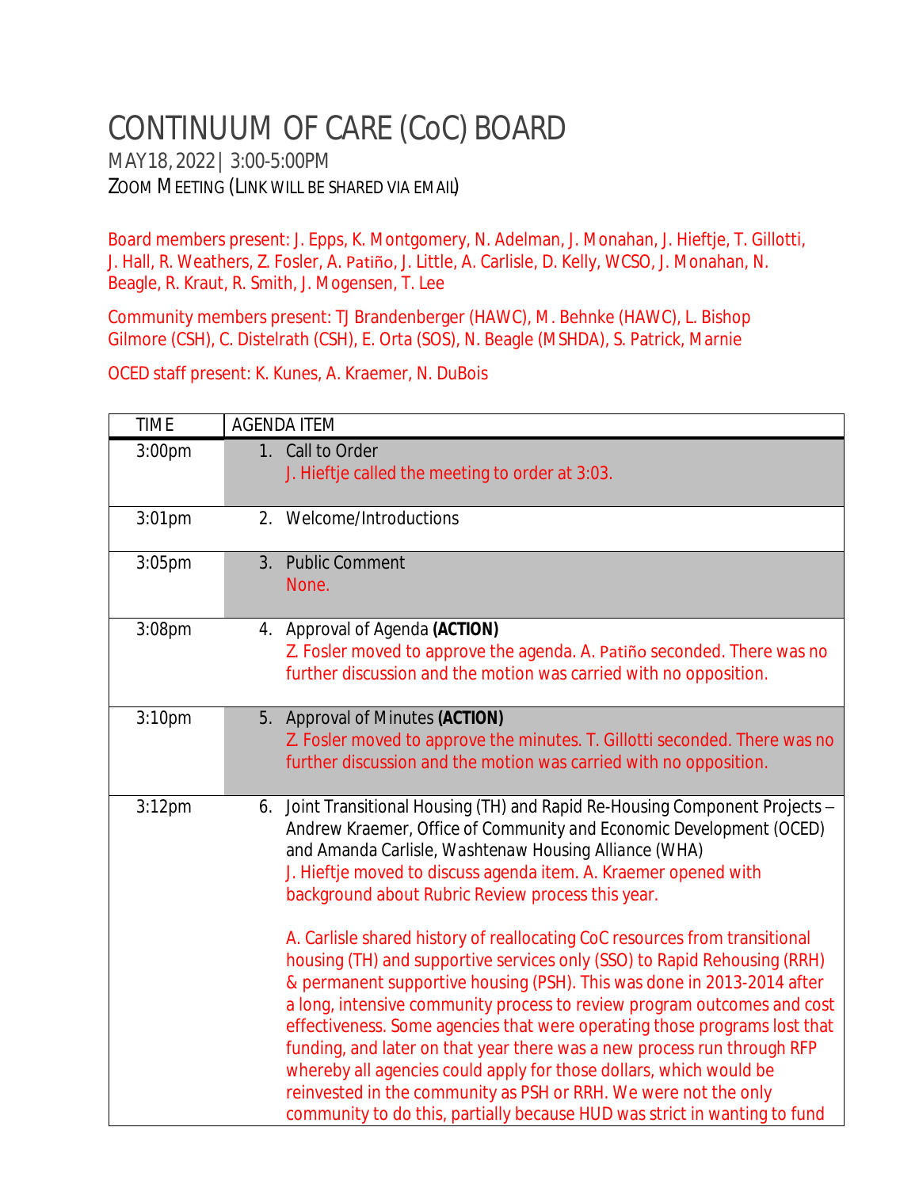# CONTINUUM OF CARE (CoC) BOARD

MAY 18, 2022 | 3:00-5:00PM

ZOOM MEETING (LINK WILL BE SHARED VIA EMAIL)

Board members present: J. Epps, K. Montgomery, N. Adelman, J. Monahan, J. Hieftje, T. Gillotti, J. Hall, R. Weathers, Z. Fosler, A. Patiño, J. Little, A. Carlisle, D. Kelly, WCSO, J. Monahan, N. Beagle, R. Kraut, R. Smith, J. Mogensen, T. Lee

Community members present: TJ Brandenberger (HAWC), M. Behnke (HAWC), L. Bishop Gilmore (CSH), C. Distelrath (CSH), E. Orta (SOS), N. Beagle (MSHDA), S. Patrick, Marnie

OCED staff present: K. Kunes, A. Kraemer, N. DuBois

| TIME | AGENDA ITEM |
|---|---|
| 3:00pm | 1. Call to Order<br>J. Hieftje called the meeting to order at 3:03. |
| 3:01pm | 2. Welcome/Introductions |
| 3:05pm | 3. Public Comment<br>None. |
| 3:08pm | 4. Approval of Agenda **(ACTION)**<br>Z. Fosler moved to approve the agenda. A. Patiño seconded. There was no further discussion and the motion was carried with no opposition. |
| 3:10pm | 5. Approval of Minutes **(ACTION)**<br>Z. Fosler moved to approve the minutes. T. Gillotti seconded. There was no further discussion and the motion was carried with no opposition. |
| 3:12pm | 6. Joint Transitional Housing (TH) and Rapid Re-Housing Component Projects – Andrew Kraemer, Office of Community and Economic Development (OCED) and Amanda Carlisle, Washtenaw Housing Alliance (WHA)<br>J. Hieftje moved to discuss agenda item. A. Kraemer opened with background about Rubric Review process this year.<br><br>A. Carlisle shared history of reallocating CoC resources from transitional housing (TH) and supportive services only (SSO) to Rapid Rehousing (RRH) & permanent supportive housing (PSH). This was done in 2013-2014 after a long, intensive community process to review program outcomes and cost effectiveness. Some agencies that were operating those programs lost that funding, and later on that year there was a new process run through RFP whereby all agencies could apply for those dollars, which would be reinvested in the community as PSH or RRH. We were not the only community to do this, partially because HUD was strict in wanting to fund |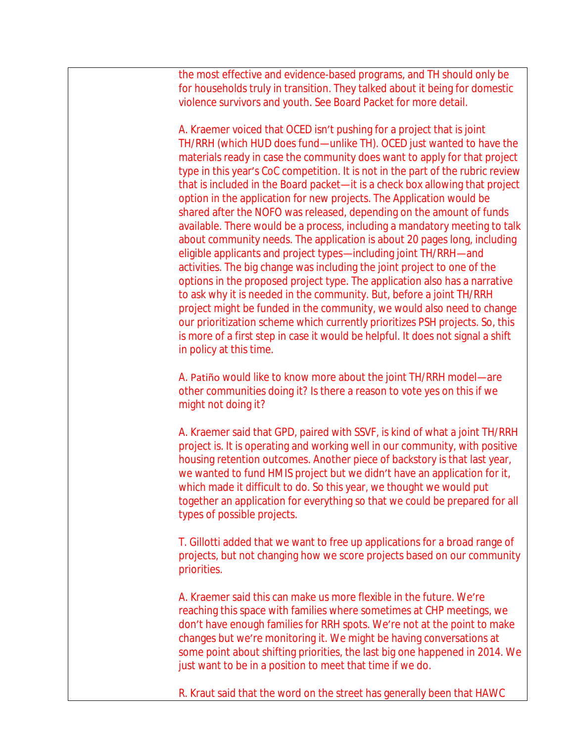the most effective and evidence-based programs, and TH should only be for households truly in transition. They talked about it being for domestic violence survivors and youth. See Board Packet for more detail.

A. Kraemer voiced that OCED isn't pushing for a project that is joint TH/RRH (which HUD does fund—unlike TH). OCED just wanted to have the materials ready in case the community does want to apply for that project type in this year's CoC competition. It is not in the part of the rubric review that is included in the Board packet—it is a check box allowing that project option in the application for new projects. The Application would be shared after the NOFO was released, depending on the amount of funds available. There would be a process, including a mandatory meeting to talk about community needs. The application is about 20 pages long, including eligible applicants and project types—including joint TH/RRH—and activities. The big change was including the joint project to one of the options in the proposed project type. The application also has a narrative to ask why it is needed in the community. But, before a joint TH/RRH project might be funded in the community, we would also need to change our prioritization scheme which currently prioritizes PSH projects. So, this is more of a first step in case it would be helpful. It does not signal a shift in policy at this time.

A. Patiño would like to know more about the joint TH/RRH model—are other communities doing it? Is there a reason to vote yes on this if we might not doing it?

A. Kraemer said that GPD, paired with SSVF, is kind of what a joint TH/RRH project is. It is operating and working well in our community, with positive housing retention outcomes. Another piece of backstory is that last year, we wanted to fund HMIS project but we didn't have an application for it, which made it difficult to do. So this year, we thought we would put together an application for everything so that we could be prepared for all types of possible projects.

T. Gillotti added that we want to free up applications for a broad range of projects, but not changing how we score projects based on our community priorities.

A. Kraemer said this can make us more flexible in the future. We're reaching this space with families where sometimes at CHP meetings, we don't have enough families for RRH spots. We're not at the point to make changes but we're monitoring it. We might be having conversations at some point about shifting priorities, the last big one happened in 2014. We just want to be in a position to meet that time if we do.

R. Kraut said that the word on the street has generally been that HAWC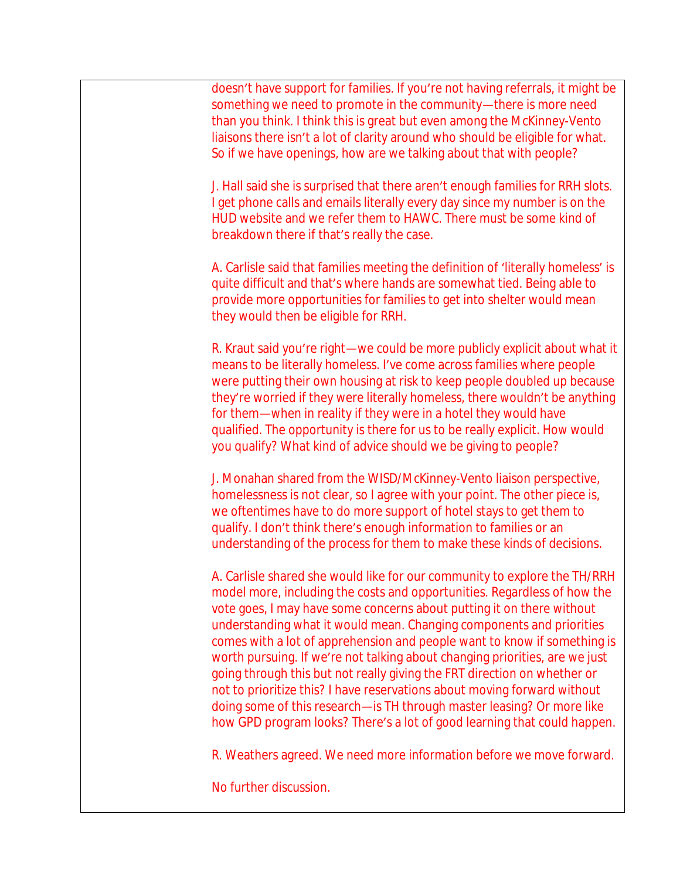doesn't have support for families. If you're not having referrals, it might be something we need to promote in the community—there is more need than you think. I think this is great but even among the McKinney-Vento liaisons there isn't a lot of clarity around who should be eligible for what. So if we have openings, how are we talking about that with people?

J. Hall said she is surprised that there aren't enough families for RRH slots. I get phone calls and emails literally every day since my number is on the HUD website and we refer them to HAWC. There must be some kind of breakdown there if that's really the case.

A. Carlisle said that families meeting the definition of 'literally homeless' is quite difficult and that's where hands are somewhat tied. Being able to provide more opportunities for families to get into shelter would mean they would then be eligible for RRH.

R. Kraut said you're right—we could be more publicly explicit about what it means to be literally homeless. I've come across families where people were putting their own housing at risk to keep people doubled up because they're worried if they were literally homeless, there wouldn't be anything for them—when in reality if they were in a hotel they would have qualified. The opportunity is there for us to be really explicit. How would you qualify? What kind of advice should we be giving to people?

J. Monahan shared from the WISD/McKinney-Vento liaison perspective, homelessness is not clear, so I agree with your point. The other piece is, we oftentimes have to do more support of hotel stays to get them to qualify. I don't think there's enough information to families or an understanding of the process for them to make these kinds of decisions.

A. Carlisle shared she would like for our community to explore the TH/RRH model more, including the costs and opportunities. Regardless of how the vote goes, I may have some concerns about putting it on there without understanding what it would mean. Changing components and priorities comes with a lot of apprehension and people want to know if something is worth pursuing. If we're not talking about changing priorities, are we just going through this but not really giving the FRT direction on whether or not to prioritize this? I have reservations about moving forward without doing some of this research—is TH through master leasing? Or more like how GPD program looks? There's a lot of good learning that could happen.

R. Weathers agreed. We need more information before we move forward.

No further discussion.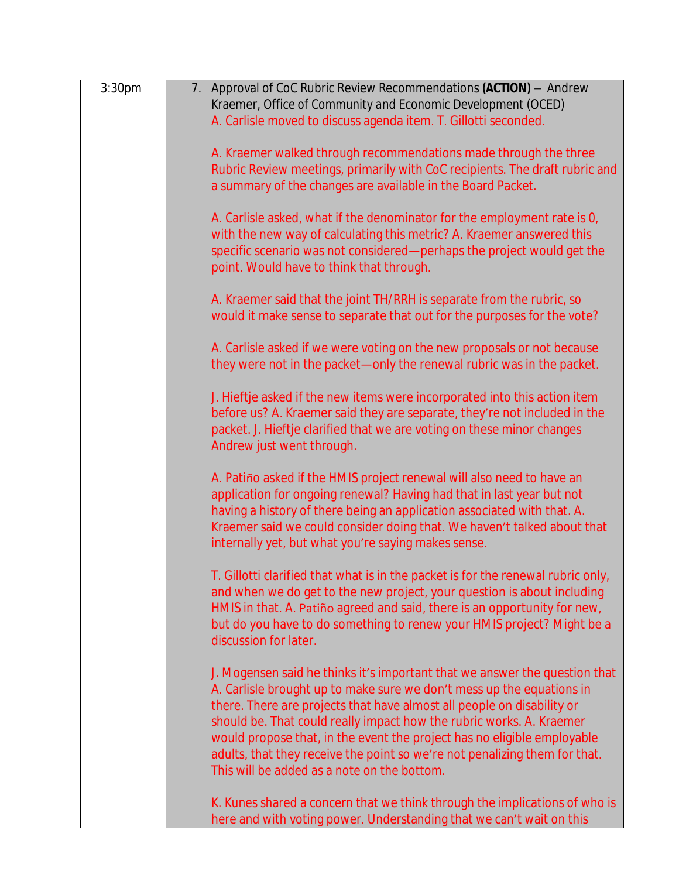| | |
|---|---|
| 3:30pm | 7. Approval of CoC Rubric Review Recommendations **(ACTION)** – Andrew Kraemer, Office of Community and Economic Development (OCED)<br>A. Carlisle moved to discuss agenda item. T. Gillotti seconded.<br><br>A. Kraemer walked through recommendations made through the three Rubric Review meetings, primarily with CoC recipients. The draft rubric and a summary of the changes are available in the Board Packet.<br><br>A. Carlisle asked, what if the denominator for the employment rate is 0, with the new way of calculating this metric? A. Kraemer answered this specific scenario was not considered—perhaps the project would get the point. Would have to think that through.<br><br>A. Kraemer said that the joint TH/RRH is separate from the rubric, so would it make sense to separate that out for the purposes for the vote?<br><br>A. Carlisle asked if we were voting on the new proposals or not because they were not in the packet—only the renewal rubric was in the packet.<br><br>J. Hieftje asked if the new items were incorporated into this action item before us? A. Kraemer said they are separate, they're not included in the packet. J. Hieftje clarified that we are voting on these minor changes Andrew just went through.<br><br>A. Patiño asked if the HMIS project renewal will also need to have an application for ongoing renewal? Having had that in last year but not having a history of there being an application associated with that. A. Kraemer said we could consider doing that. We haven't talked about that internally yet, but what you're saying makes sense.<br><br>T. Gillotti clarified that what is in the packet is for the renewal rubric only, and when we do get to the new project, your question is about including HMIS in that. A. Patiño agreed and said, there is an opportunity for new, but do you have to do something to renew your HMIS project? Might be a discussion for later.<br><br>J. Mogensen said he thinks it's important that we answer the question that A. Carlisle brought up to make sure we don't mess up the equations in there. There are projects that have almost all people on disability or should be. That could really impact how the rubric works. A. Kraemer would propose that, in the event the project has no eligible employable adults, that they receive the point so we're not penalizing them for that. This will be added as a note on the bottom.<br><br>K. Kunes shared a concern that we think through the implications of who is here and with voting power. Understanding that we can't wait on this |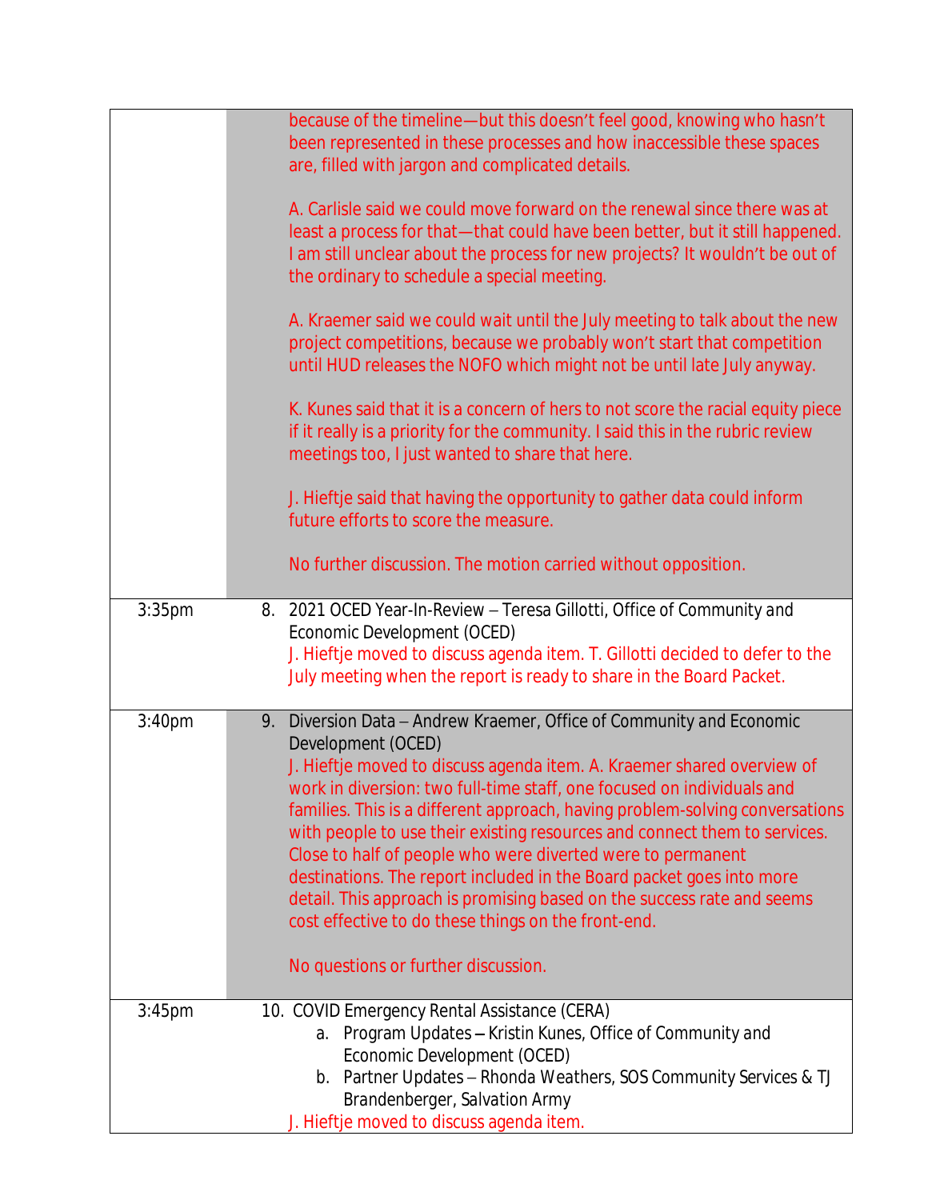| | |
|---|---|
| | because of the timeline—but this doesn't feel good, knowing who hasn't been represented in these processes and how inaccessible these spaces are, filled with jargon and complicated details.<br><br>A. Carlisle said we could move forward on the renewal since there was at least a process for that—that could have been better, but it still happened. I am still unclear about the process for new projects? It wouldn't be out of the ordinary to schedule a special meeting.<br><br>A. Kraemer said we could wait until the July meeting to talk about the new project competitions, because we probably won't start that competition until HUD releases the NOFO which might not be until late July anyway.<br><br>K. Kunes said that it is a concern of hers to not score the racial equity piece if it really is a priority for the community. I said this in the rubric review meetings too, I just wanted to share that here.<br><br>J. Hieftje said that having the opportunity to gather data could inform future efforts to score the measure.<br><br>No further discussion. The motion carried without opposition. |
| 3:35pm | 8. 2021 OCED Year-In-Review – Teresa Gillotti, Office of Community and Economic Development (OCED)<br>J. Hieftje moved to discuss agenda item. T. Gillotti decided to defer to the July meeting when the report is ready to share in the Board Packet. |
| 3:40pm | 9. Diversion Data – Andrew Kraemer, Office of Community and Economic Development (OCED)<br>J. Hieftje moved to discuss agenda item. A. Kraemer shared overview of work in diversion: two full-time staff, one focused on individuals and families. This is a different approach, having problem-solving conversations with people to use their existing resources and connect them to services. Close to half of people who were diverted were to permanent destinations. The report included in the Board packet goes into more detail. This approach is promising based on the success rate and seems cost effective to do these things on the front-end.<br><br>No questions or further discussion. |
| 3:45pm | 10. COVID Emergency Rental Assistance (CERA)<br>a. Program Updates – Kristin Kunes, Office of Community and Economic Development (OCED)<br>b. Partner Updates – Rhonda Weathers, SOS Community Services & TJ Brandenberger, Salvation Army<br>J. Hieftje moved to discuss agenda item. |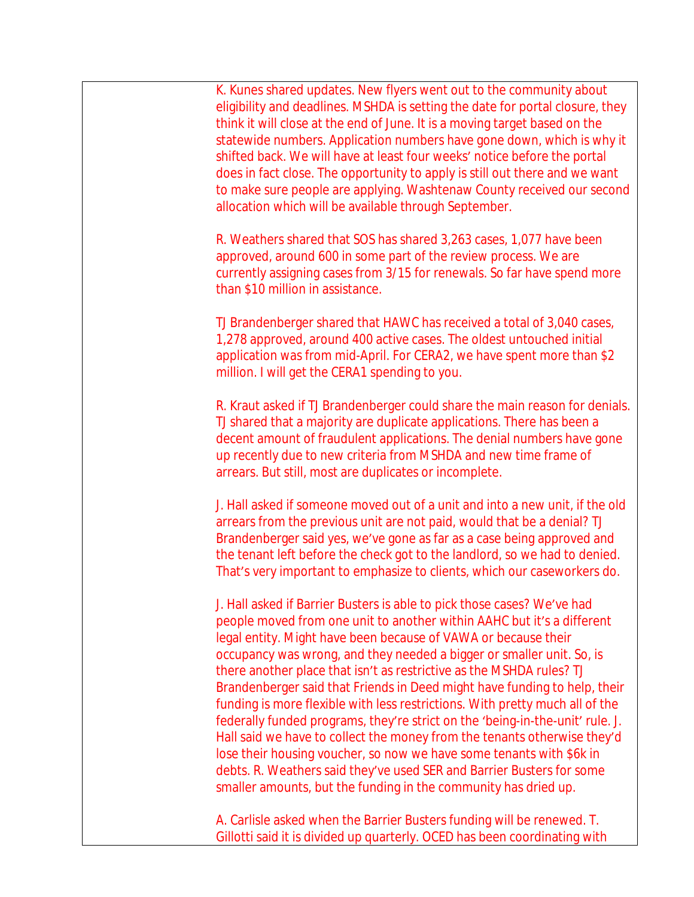K. Kunes shared updates. New flyers went out to the community about eligibility and deadlines. MSHDA is setting the date for portal closure, they think it will close at the end of June. It is a moving target based on the statewide numbers. Application numbers have gone down, which is why it shifted back. We will have at least four weeks' notice before the portal does in fact close. The opportunity to apply is still out there and we want to make sure people are applying. Washtenaw County received our second allocation which will be available through September.

R. Weathers shared that SOS has shared 3,263 cases, 1,077 have been approved, around 600 in some part of the review process. We are currently assigning cases from 3/15 for renewals. So far have spend more than $10 million in assistance.

TJ Brandenberger shared that HAWC has received a total of 3,040 cases, 1,278 approved, around 400 active cases. The oldest untouched initial application was from mid-April. For CERA2, we have spent more than $2 million. I will get the CERA1 spending to you.

R. Kraut asked if TJ Brandenberger could share the main reason for denials. TJ shared that a majority are duplicate applications. There has been a decent amount of fraudulent applications. The denial numbers have gone up recently due to new criteria from MSHDA and new time frame of arrears. But still, most are duplicates or incomplete.

J. Hall asked if someone moved out of a unit and into a new unit, if the old arrears from the previous unit are not paid, would that be a denial? TJ Brandenberger said yes, we've gone as far as a case being approved and the tenant left before the check got to the landlord, so we had to denied. That's very important to emphasize to clients, which our caseworkers do.

J. Hall asked if Barrier Busters is able to pick those cases? We've had people moved from one unit to another within AAHC but it's a different legal entity. Might have been because of VAWA or because their occupancy was wrong, and they needed a bigger or smaller unit. So, is there another place that isn't as restrictive as the MSHDA rules? TJ Brandenberger said that Friends in Deed might have funding to help, their funding is more flexible with less restrictions. With pretty much all of the federally funded programs, they're strict on the 'being-in-the-unit' rule. J. Hall said we have to collect the money from the tenants otherwise they'd lose their housing voucher, so now we have some tenants with $6k in debts. R. Weathers said they've used SER and Barrier Busters for some smaller amounts, but the funding in the community has dried up.

A. Carlisle asked when the Barrier Busters funding will be renewed. T. Gillotti said it is divided up quarterly. OCED has been coordinating with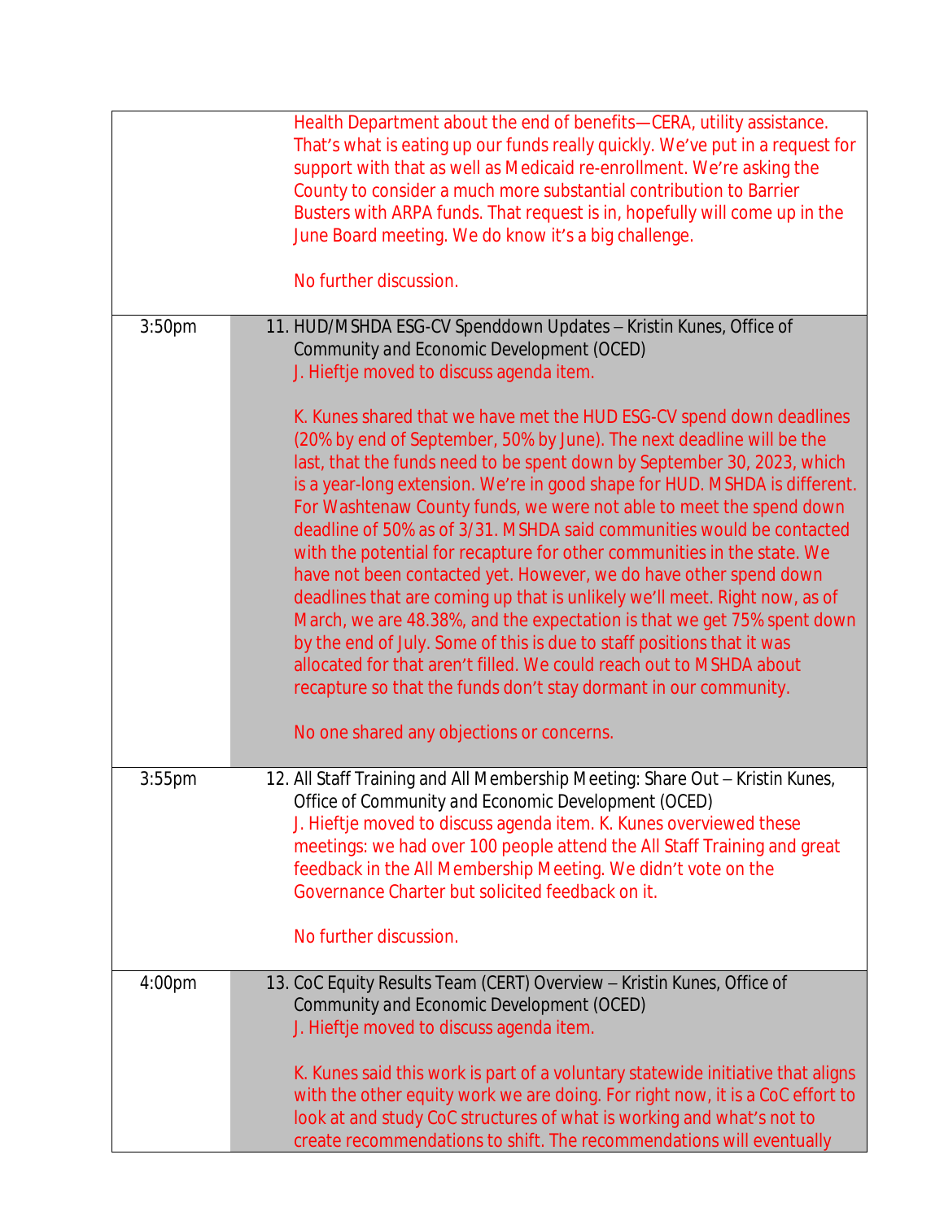| | |
|---|---|
| | Health Department about the end of benefits—CERA, utility assistance. That's what is eating up our funds really quickly. We've put in a request for support with that as well as Medicaid re-enrollment. We're asking the County to consider a much more substantial contribution to Barrier Busters with ARPA funds. That request is in, hopefully will come up in the June Board meeting. We do know it's a big challenge.<br><br>No further discussion. |
| 3:50pm | 11. HUD/MSHDA ESG-CV Spenddown Updates – Kristin Kunes, Office of Community and Economic Development (OCED)<br>J. Hieftje moved to discuss agenda item.<br><br>K. Kunes shared that we have met the HUD ESG-CV spend down deadlines (20% by end of September, 50% by June). The next deadline will be the last, that the funds need to be spent down by September 30, 2023, which is a year-long extension. We're in good shape for HUD. MSHDA is different. For Washtenaw County funds, we were not able to meet the spend down deadline of 50% as of 3/31. MSHDA said communities would be contacted with the potential for recapture for other communities in the state. We have not been contacted yet. However, we do have other spend down deadlines that are coming up that is unlikely we'll meet. Right now, as of March, we are 48.38%, and the expectation is that we get 75% spent down by the end of July. Some of this is due to staff positions that it was allocated for that aren't filled. We could reach out to MSHDA about recapture so that the funds don't stay dormant in our community.<br><br>No one shared any objections or concerns. |
| 3:55pm | 12. All Staff Training and All Membership Meeting: Share Out – Kristin Kunes, Office of Community and Economic Development (OCED)<br>J. Hieftje moved to discuss agenda item. K. Kunes overviewed these meetings: we had over 100 people attend the All Staff Training and great feedback in the All Membership Meeting. We didn't vote on the Governance Charter but solicited feedback on it.<br><br>No further discussion. |
| 4:00pm | 13. CoC Equity Results Team (CERT) Overview – Kristin Kunes, Office of Community and Economic Development (OCED)<br>J. Hieftje moved to discuss agenda item.<br><br>K. Kunes said this work is part of a voluntary statewide initiative that aligns with the other equity work we are doing. For right now, it is a CoC effort to look at and study CoC structures of what is working and what's not to create recommendations to shift. The recommendations will eventually |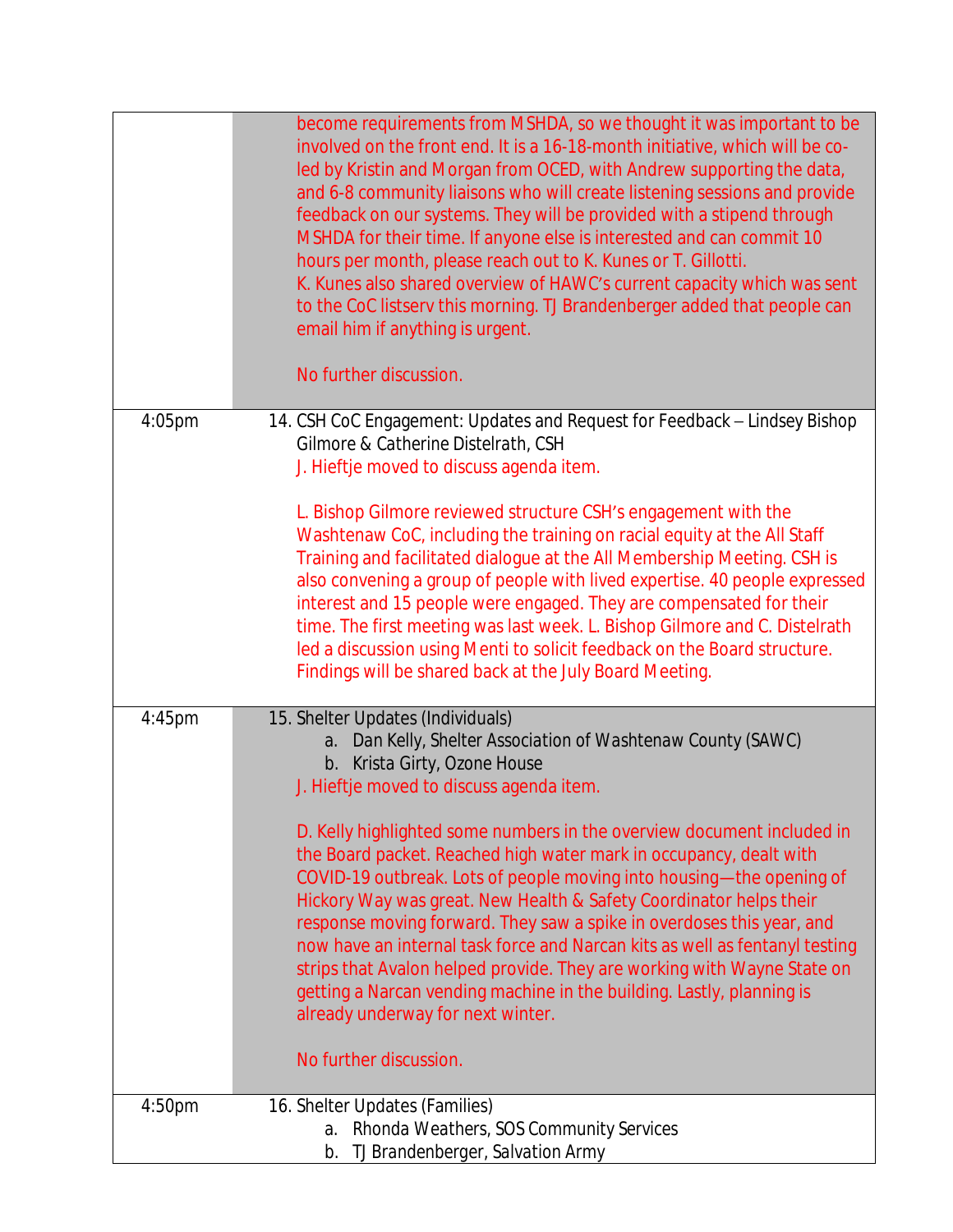| | |
|---|---|
| | become requirements from MSHDA, so we thought it was important to be involved on the front end. It is a 16-18-month initiative, which will be co-led by Kristin and Morgan from OCED, with Andrew supporting the data, and 6-8 community liaisons who will create listening sessions and provide feedback on our systems. They will be provided with a stipend through MSHDA for their time. If anyone else is interested and can commit 10 hours per month, please reach out to K. Kunes or T. Gillotti.<br>K. Kunes also shared overview of HAWC's current capacity which was sent to the CoC listserv this morning. TJ Brandenberger added that people can email him if anything is urgent.<br><br>No further discussion. |
| 4:05pm | 14. CSH CoC Engagement: Updates and Request for Feedback – Lindsey Bishop Gilmore & Catherine Distelrath, CSH<br>J. Hieftje moved to discuss agenda item.<br><br>L. Bishop Gilmore reviewed structure CSH's engagement with the Washtenaw CoC, including the training on racial equity at the All Staff Training and facilitated dialogue at the All Membership Meeting. CSH is also convening a group of people with lived expertise. 40 people expressed interest and 15 people were engaged. They are compensated for their time. The first meeting was last week. L. Bishop Gilmore and C. Distelrath led a discussion using Menti to solicit feedback on the Board structure. Findings will be shared back at the July Board Meeting. |
| 4:45pm | 15. Shelter Updates (Individuals)<br>a. Dan Kelly, Shelter Association of Washtenaw County (SAWC)<br>b. Krista Girty, Ozone House<br>J. Hieftje moved to discuss agenda item.<br><br>D. Kelly highlighted some numbers in the overview document included in the Board packet. Reached high water mark in occupancy, dealt with COVID-19 outbreak. Lots of people moving into housing—the opening of Hickory Way was great. New Health & Safety Coordinator helps their response moving forward. They saw a spike in overdoses this year, and now have an internal task force and Narcan kits as well as fentanyl testing strips that Avalon helped provide. They are working with Wayne State on getting a Narcan vending machine in the building. Lastly, planning is already underway for next winter.<br><br>No further discussion. |
| 4:50pm | 16. Shelter Updates (Families)<br>a. Rhonda Weathers, SOS Community Services<br>b. TJ Brandenberger, Salvation Army |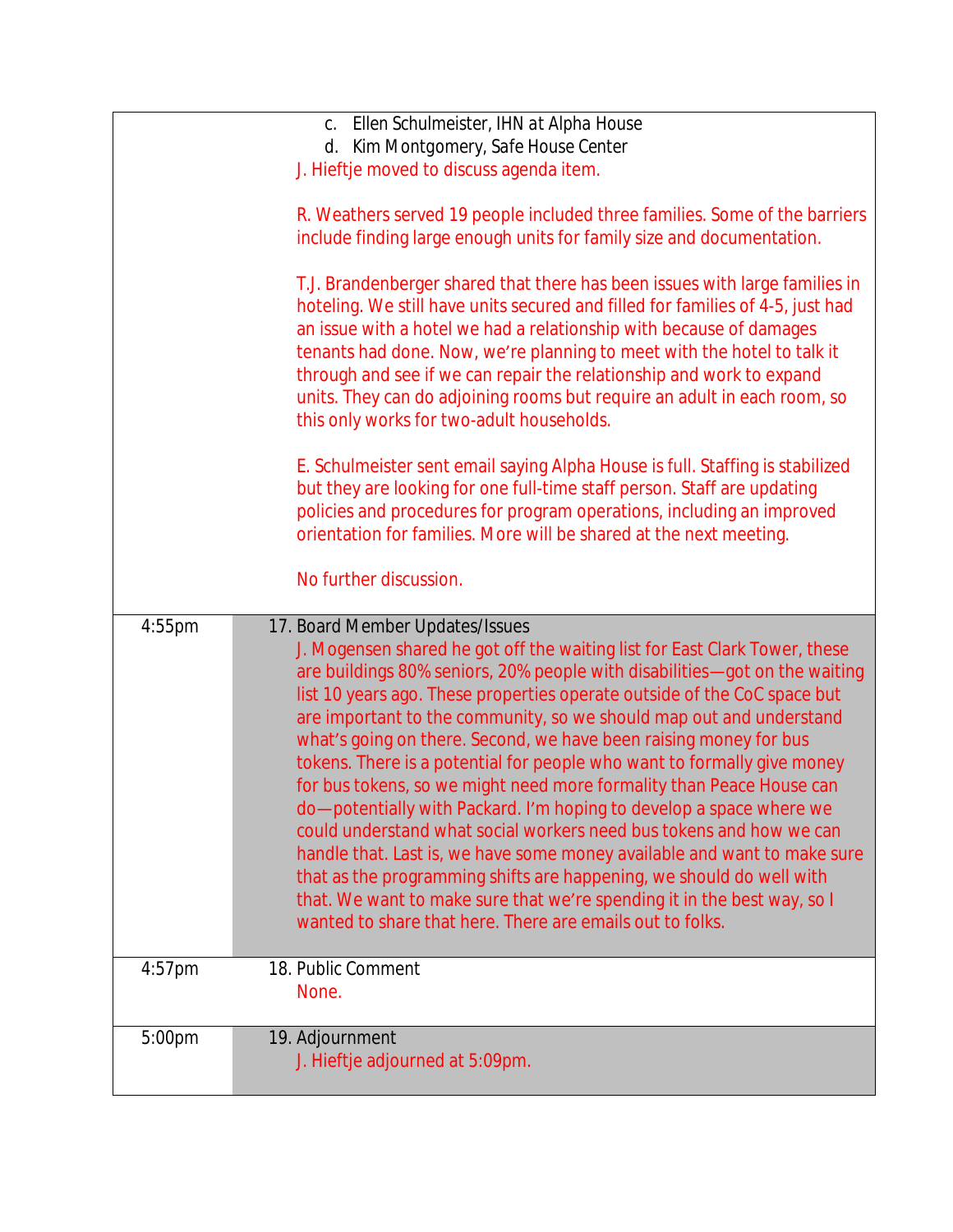| | |
|---|---|
| | c. Ellen Schulmeister, IHN at Alpha House<br>d. Kim Montgomery, Safe House Center<br>J. Hieftje moved to discuss agenda item.<br><br>R. Weathers served 19 people included three families. Some of the barriers include finding large enough units for family size and documentation.<br><br>T.J. Brandenberger shared that there has been issues with large families in hoteling. We still have units secured and filled for families of 4-5, just had an issue with a hotel we had a relationship with because of damages tenants had done. Now, we're planning to meet with the hotel to talk it through and see if we can repair the relationship and work to expand units. They can do adjoining rooms but require an adult in each room, so this only works for two-adult households.<br><br>E. Schulmeister sent email saying Alpha House is full. Staffing is stabilized but they are looking for one full-time staff person. Staff are updating policies and procedures for program operations, including an improved orientation for families. More will be shared at the next meeting.<br><br>No further discussion. |
| 4:55pm | 17. Board Member Updates/Issues<br>J. Mogensen shared he got off the waiting list for East Clark Tower, these are buildings 80% seniors, 20% people with disabilities—got on the waiting list 10 years ago. These properties operate outside of the CoC space but are important to the community, so we should map out and understand what's going on there. Second, we have been raising money for bus tokens. There is a potential for people who want to formally give money for bus tokens, so we might need more formality than Peace House can do—potentially with Packard. I'm hoping to develop a space where we could understand what social workers need bus tokens and how we can handle that. Last is, we have some money available and want to make sure that as the programming shifts are happening, we should do well with that. We want to make sure that we're spending it in the best way, so I wanted to share that here. There are emails out to folks. |
| 4:57pm | 18. Public Comment<br>None. |
| 5:00pm | 19. Adjournment<br>J. Hieftje adjourned at 5:09pm. |